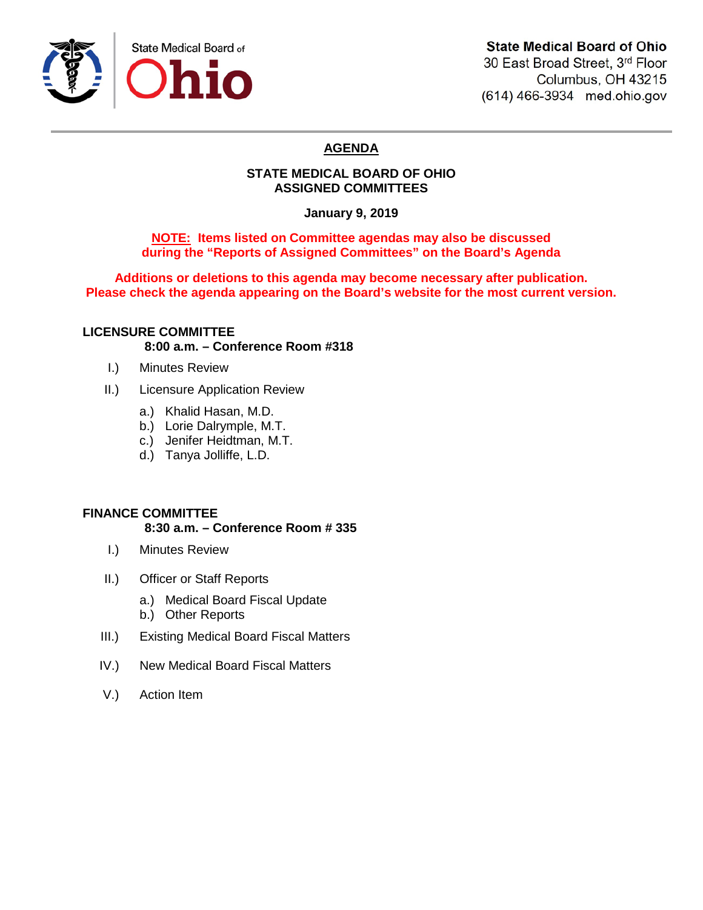State Medical Board of **Ohio**

**State Medical Board of Ohio**
30 East Broad Street, 3rd Floor
Columbus, OH 43215
(614) 466-3934 med.ohio.gov

# AGENDA

## STATE MEDICAL BOARD OF OHIO
## ASSIGNED COMMITTEES

**January 9, 2019**

**NOTE: Items listed on Committee agendas may also be discussed during the "Reports of Assigned Committees" on the Board's Agenda**

**Additions or deletions to this agenda may become necessary after publication. Please check the agenda appearing on the Board's website for the most current version.**

### LICENSURE COMMITTEE

**8:00 a.m. – Conference Room #318**

I.) Minutes Review

II.) Licensure Application Review

- a.) Khalid Hasan, M.D.
- b.) Lorie Dalrymple, M.T.
- c.) Jenifer Heidtman, M.T.
- d.) Tanya Jolliffe, L.D.

### FINANCE COMMITTEE

**8:30 a.m. – Conference Room # 335**

I.) Minutes Review

II.) Officer or Staff Reports

- a.) Medical Board Fiscal Update
- b.) Other Reports

III.) Existing Medical Board Fiscal Matters

IV.) New Medical Board Fiscal Matters

V.) Action Item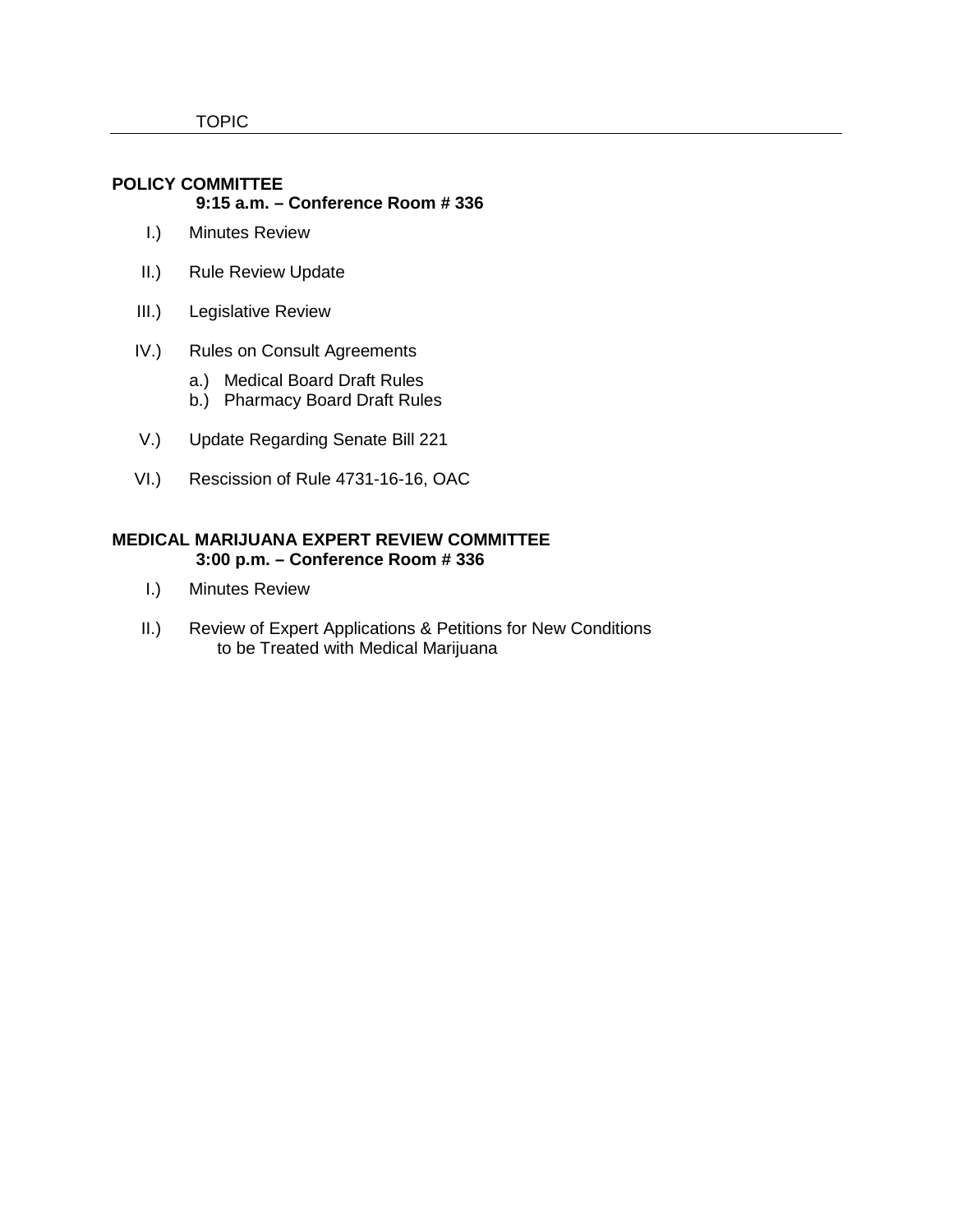TOPIC

---

**POLICY COMMITTEE**
**9:15 a.m. – Conference Room # 336**

I.) Minutes Review

II.) Rule Review Update

III.) Legislative Review

IV.) Rules on Consult Agreements

a.) Medical Board Draft Rules
b.) Pharmacy Board Draft Rules

V.) Update Regarding Senate Bill 221

VI.) Rescission of Rule 4731-16-16, OAC

**MEDICAL MARIJUANA EXPERT REVIEW COMMITTEE**
**3:00 p.m. – Conference Room # 336**

I.) Minutes Review

II.) Review of Expert Applications & Petitions for New Conditions to be Treated with Medical Marijuana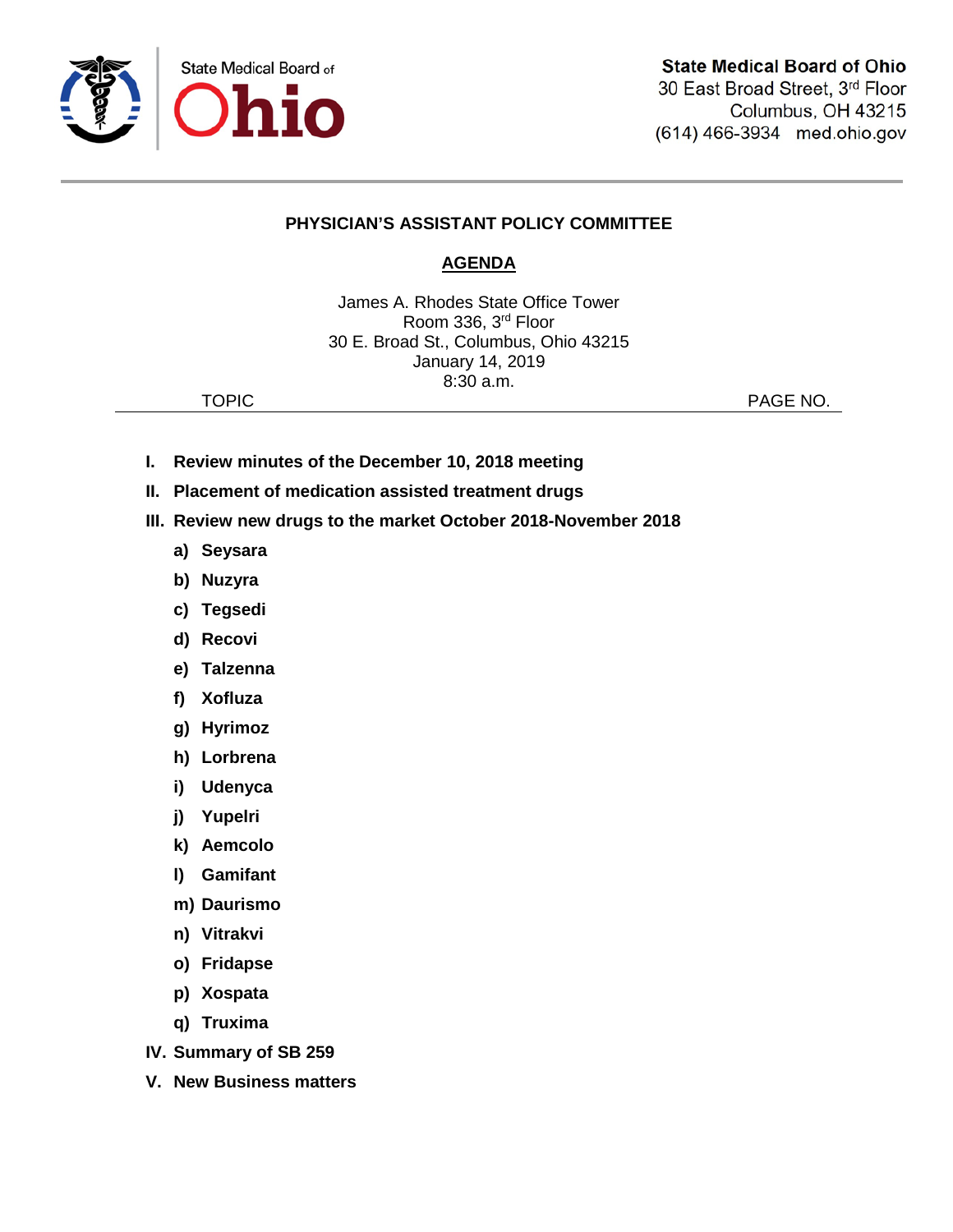State Medical Board of Ohio

**State Medical Board of Ohio**
30 East Broad Street, 3rd Floor
Columbus, OH 43215
(614) 466-3934 med.ohio.gov

## PHYSICIAN'S ASSISTANT POLICY COMMITTEE

### AGENDA

James A. Rhodes State Office Tower
Room 336, 3rd Floor
30 E. Broad St., Columbus, Ohio 43215
January 14, 2019
8:30 a.m.

TOPIC PAGE NO.

**I. Review minutes of the December 10, 2018 meeting**

**II. Placement of medication assisted treatment drugs**

**III. Review new drugs to the market October 2018-November 2018**

- **a) Seysara**
- **b) Nuzyra**
- **c) Tegsedi**
- **d) Recovi**
- **e) Talzenna**
- **f) Xofluza**
- **g) Hyrimoz**
- **h) Lorbrena**
- **i) Udenyca**
- **j) Yupelri**
- **k) Aemcolo**
- **l) Gamifant**
- **m) Daurismo**
- **n) Vitrakvi**
- **o) Fridapse**
- **p) Xospata**
- **q) Truxima**

**IV. Summary of SB 259**

**V. New Business matters**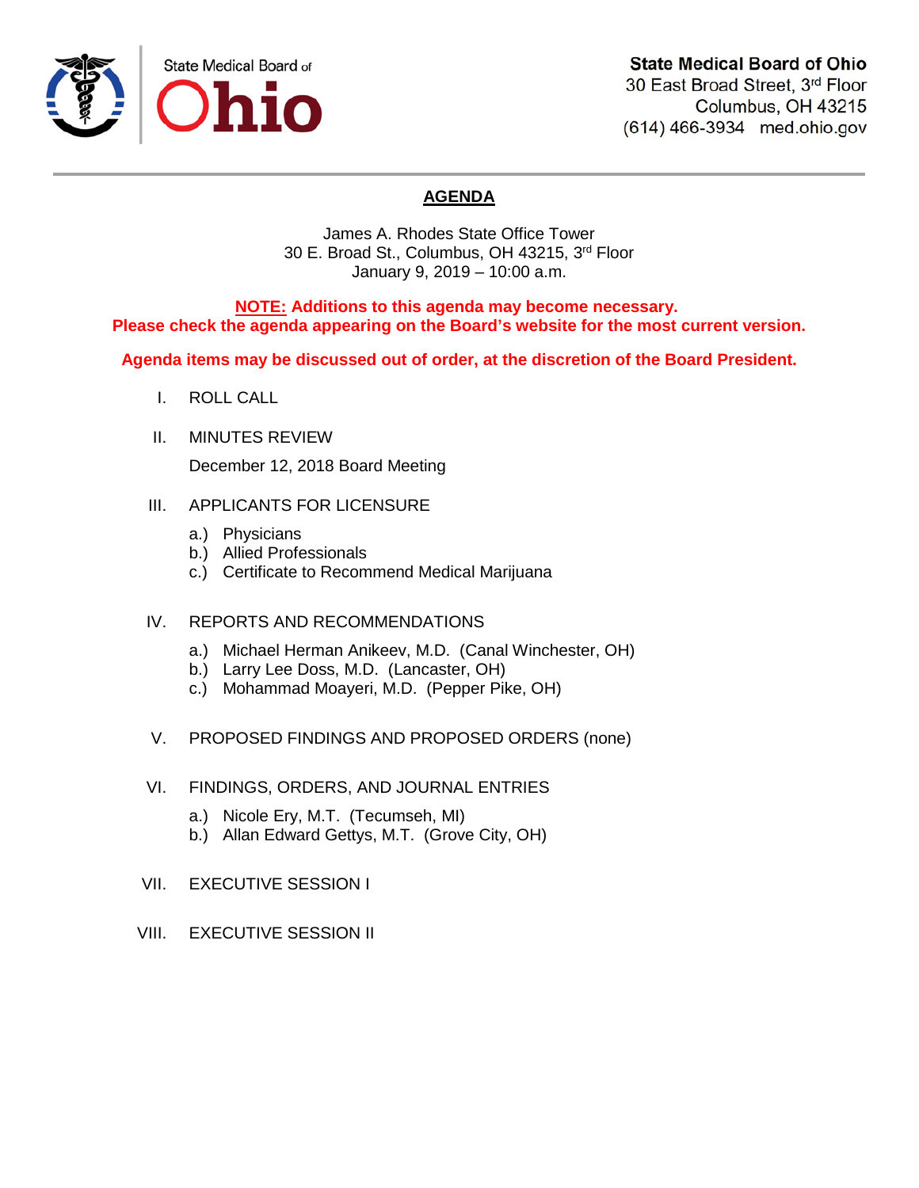**State Medical Board of Ohio**
30 East Broad Street, 3rd Floor
Columbus, OH 43215
(614) 466-3934 med.ohio.gov

# AGENDA

James A. Rhodes State Office Tower
30 E. Broad St., Columbus, OH 43215, 3rd Floor
January 9, 2019 – 10:00 a.m.

**NOTE: Additions to this agenda may become necessary.**
**Please check the agenda appearing on the Board's website for the most current version.**

**Agenda items may be discussed out of order, at the discretion of the Board President.**

I. ROLL CALL

II. MINUTES REVIEW

December 12, 2018 Board Meeting

III. APPLICANTS FOR LICENSURE

a.) Physicians
b.) Allied Professionals
c.) Certificate to Recommend Medical Marijuana

IV. REPORTS AND RECOMMENDATIONS

a.) Michael Herman Anikeev, M.D. (Canal Winchester, OH)
b.) Larry Lee Doss, M.D. (Lancaster, OH)
c.) Mohammad Moayeri, M.D. (Pepper Pike, OH)

V. PROPOSED FINDINGS AND PROPOSED ORDERS (none)

VI. FINDINGS, ORDERS, AND JOURNAL ENTRIES

a.) Nicole Ery, M.T. (Tecumseh, MI)
b.) Allan Edward Gettys, M.T. (Grove City, OH)

VII. EXECUTIVE SESSION I

VIII. EXECUTIVE SESSION II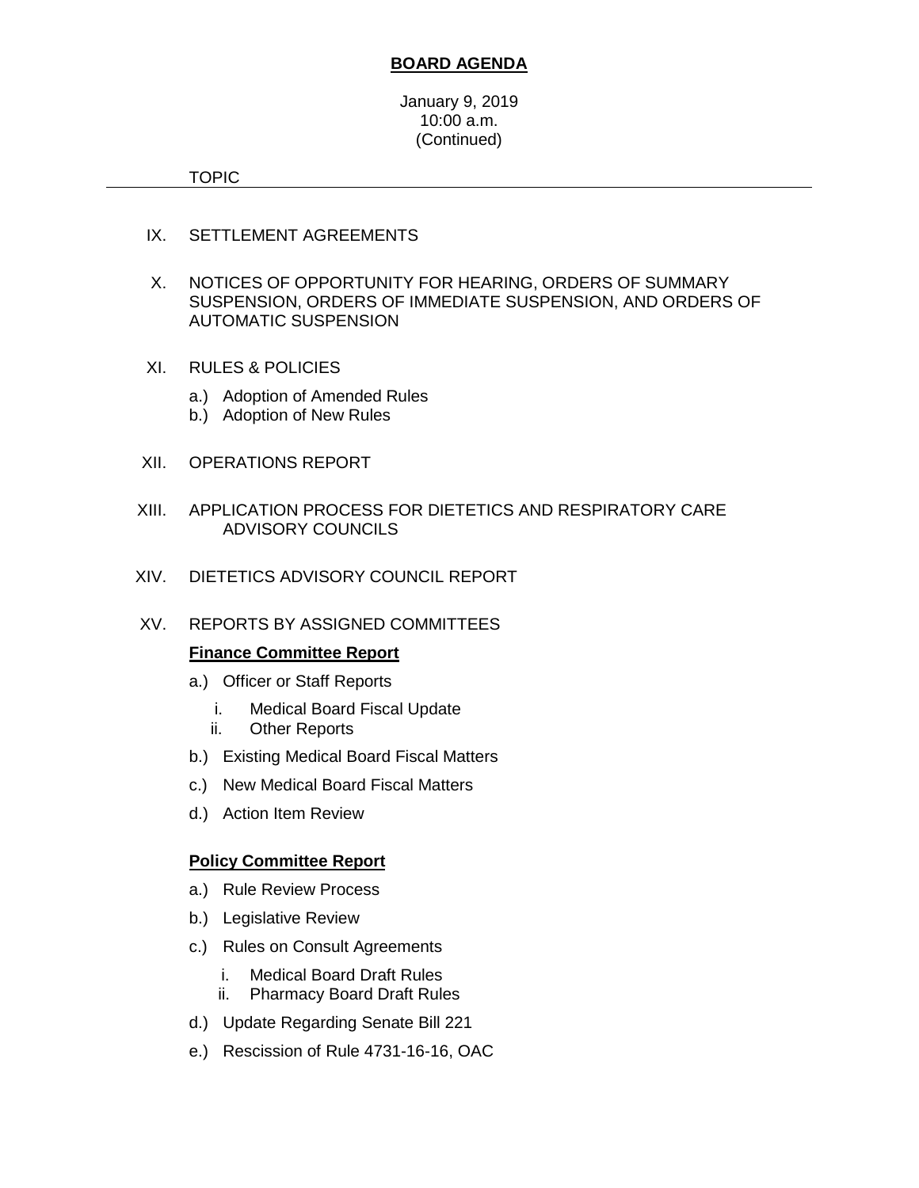**BOARD AGENDA**

January 9, 2019
10:00 a.m.
(Continued)

TOPIC

---

IX. SETTLEMENT AGREEMENTS

X. NOTICES OF OPPORTUNITY FOR HEARING, ORDERS OF SUMMARY SUSPENSION, ORDERS OF IMMEDIATE SUSPENSION, AND ORDERS OF AUTOMATIC SUSPENSION

XI. RULES & POLICIES

- a.) Adoption of Amended Rules
- b.) Adoption of New Rules

XII. OPERATIONS REPORT

XIII. APPLICATION PROCESS FOR DIETETICS AND RESPIRATORY CARE ADVISORY COUNCILS

XIV. DIETETICS ADVISORY COUNCIL REPORT

XV. REPORTS BY ASSIGNED COMMITTEES

**Finance Committee Report**

- a.) Officer or Staff Reports
  - i. Medical Board Fiscal Update
  - ii. Other Reports
- b.) Existing Medical Board Fiscal Matters
- c.) New Medical Board Fiscal Matters
- d.) Action Item Review

**Policy Committee Report**

- a.) Rule Review Process
- b.) Legislative Review
- c.) Rules on Consult Agreements
  - i. Medical Board Draft Rules
  - ii. Pharmacy Board Draft Rules
- d.) Update Regarding Senate Bill 221
- e.) Rescission of Rule 4731-16-16, OAC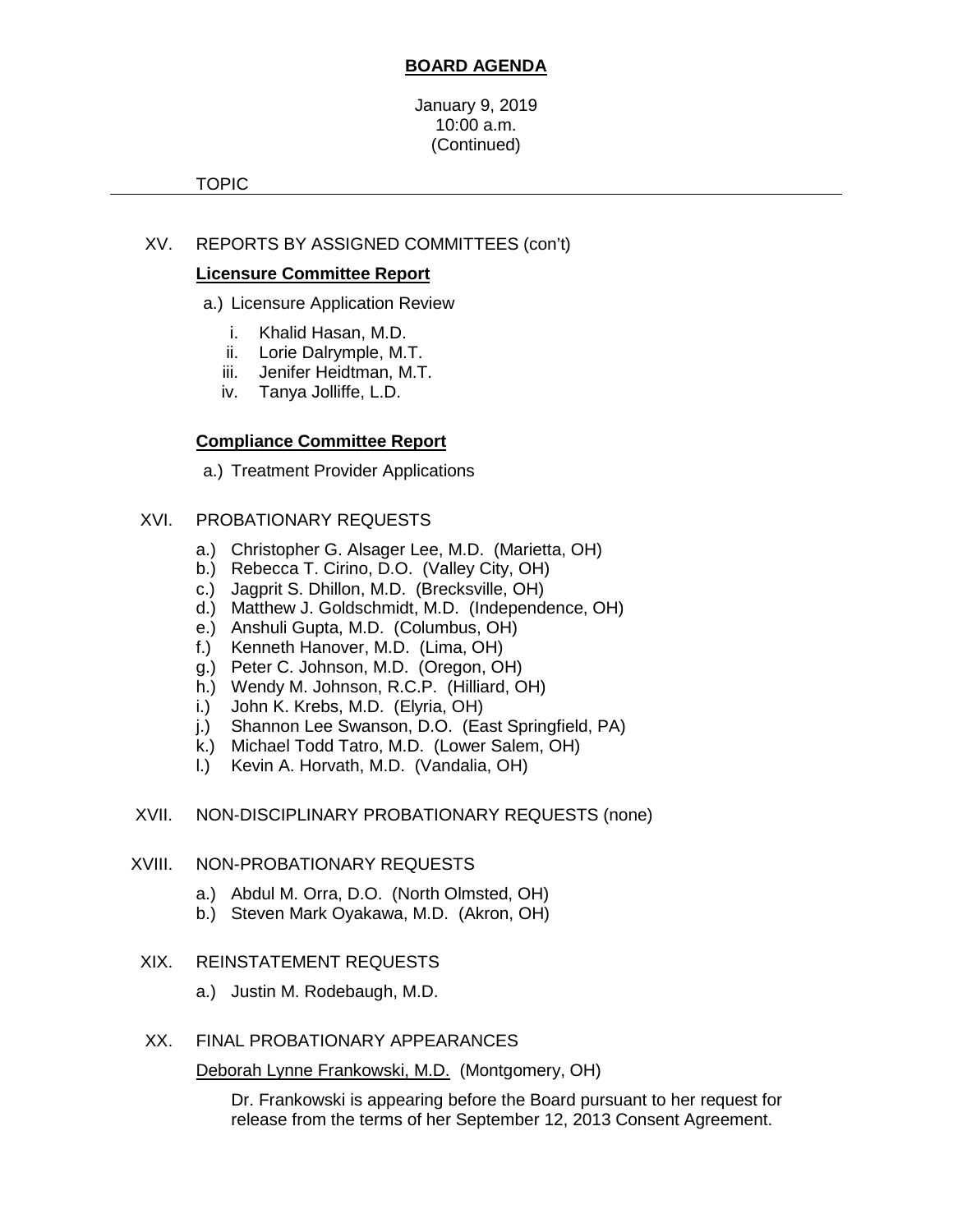# BOARD AGENDA

January 9, 2019
10:00 a.m.
(Continued)

TOPIC

---

XV. REPORTS BY ASSIGNED COMMITTEES (con't)

**Licensure Committee Report**

a.) Licensure Application Review

i. Khalid Hasan, M.D.
ii. Lorie Dalrymple, M.T.
iii. Jenifer Heidtman, M.T.
iv. Tanya Jolliffe, L.D.

**Compliance Committee Report**

a.) Treatment Provider Applications

XVI. PROBATIONARY REQUESTS

a.) Christopher G. Alsager Lee, M.D. (Marietta, OH)
b.) Rebecca T. Cirino, D.O. (Valley City, OH)
c.) Jagprit S. Dhillon, M.D. (Brecksville, OH)
d.) Matthew J. Goldschmidt, M.D. (Independence, OH)
e.) Anshuli Gupta, M.D. (Columbus, OH)
f.) Kenneth Hanover, M.D. (Lima, OH)
g.) Peter C. Johnson, M.D. (Oregon, OH)
h.) Wendy M. Johnson, R.C.P. (Hilliard, OH)
i.) John K. Krebs, M.D. (Elyria, OH)
j.) Shannon Lee Swanson, D.O. (East Springfield, PA)
k.) Michael Todd Tatro, M.D. (Lower Salem, OH)
l.) Kevin A. Horvath, M.D. (Vandalia, OH)

XVII. NON-DISCIPLINARY PROBATIONARY REQUESTS (none)

XVIII. NON-PROBATIONARY REQUESTS

a.) Abdul M. Orra, D.O. (North Olmsted, OH)
b.) Steven Mark Oyakawa, M.D. (Akron, OH)

XIX. REINSTATEMENT REQUESTS

a.) Justin M. Rodebaugh, M.D.

XX. FINAL PROBATIONARY APPEARANCES

Deborah Lynne Frankowski, M.D. (Montgomery, OH)

Dr. Frankowski is appearing before the Board pursuant to her request for release from the terms of her September 12, 2013 Consent Agreement.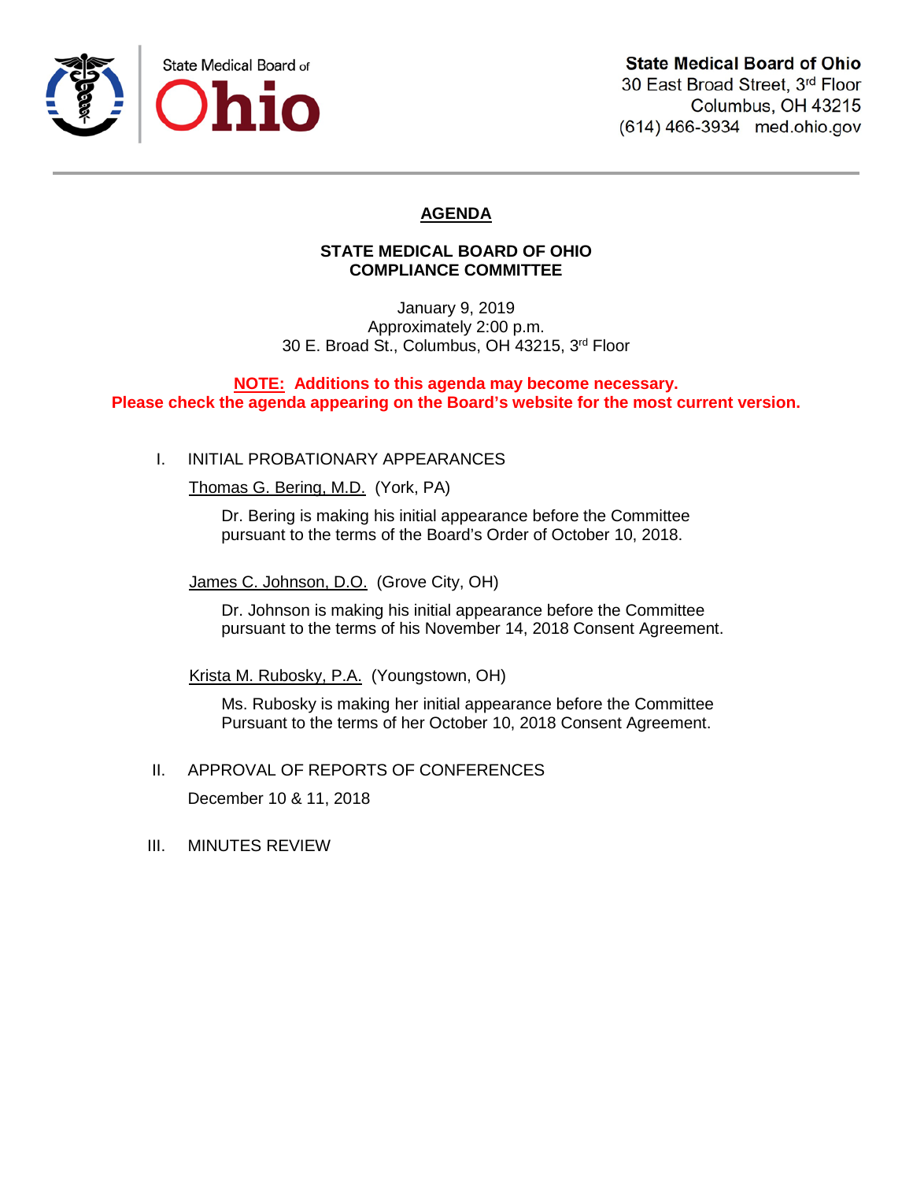State Medical Board of Ohio

**State Medical Board of Ohio**
30 East Broad Street, 3rd Floor
Columbus, OH 43215
(614) 466-3934 med.ohio.gov

# AGENDA

**STATE MEDICAL BOARD OF OHIO**
**COMPLIANCE COMMITTEE**

January 9, 2019
Approximately 2:00 p.m.
30 E. Broad St., Columbus, OH 43215, 3rd Floor

**NOTE: Additions to this agenda may become necessary.**
**Please check the agenda appearing on the Board's website for the most current version.**

I. INITIAL PROBATIONARY APPEARANCES

Thomas G. Bering, M.D. (York, PA)

Dr. Bering is making his initial appearance before the Committee pursuant to the terms of the Board's Order of October 10, 2018.

James C. Johnson, D.O. (Grove City, OH)

Dr. Johnson is making his initial appearance before the Committee pursuant to the terms of his November 14, 2018 Consent Agreement.

Krista M. Rubosky, P.A. (Youngstown, OH)

Ms. Rubosky is making her initial appearance before the Committee Pursuant to the terms of her October 10, 2018 Consent Agreement.

II. APPROVAL OF REPORTS OF CONFERENCES

December 10 & 11, 2018

III. MINUTES REVIEW